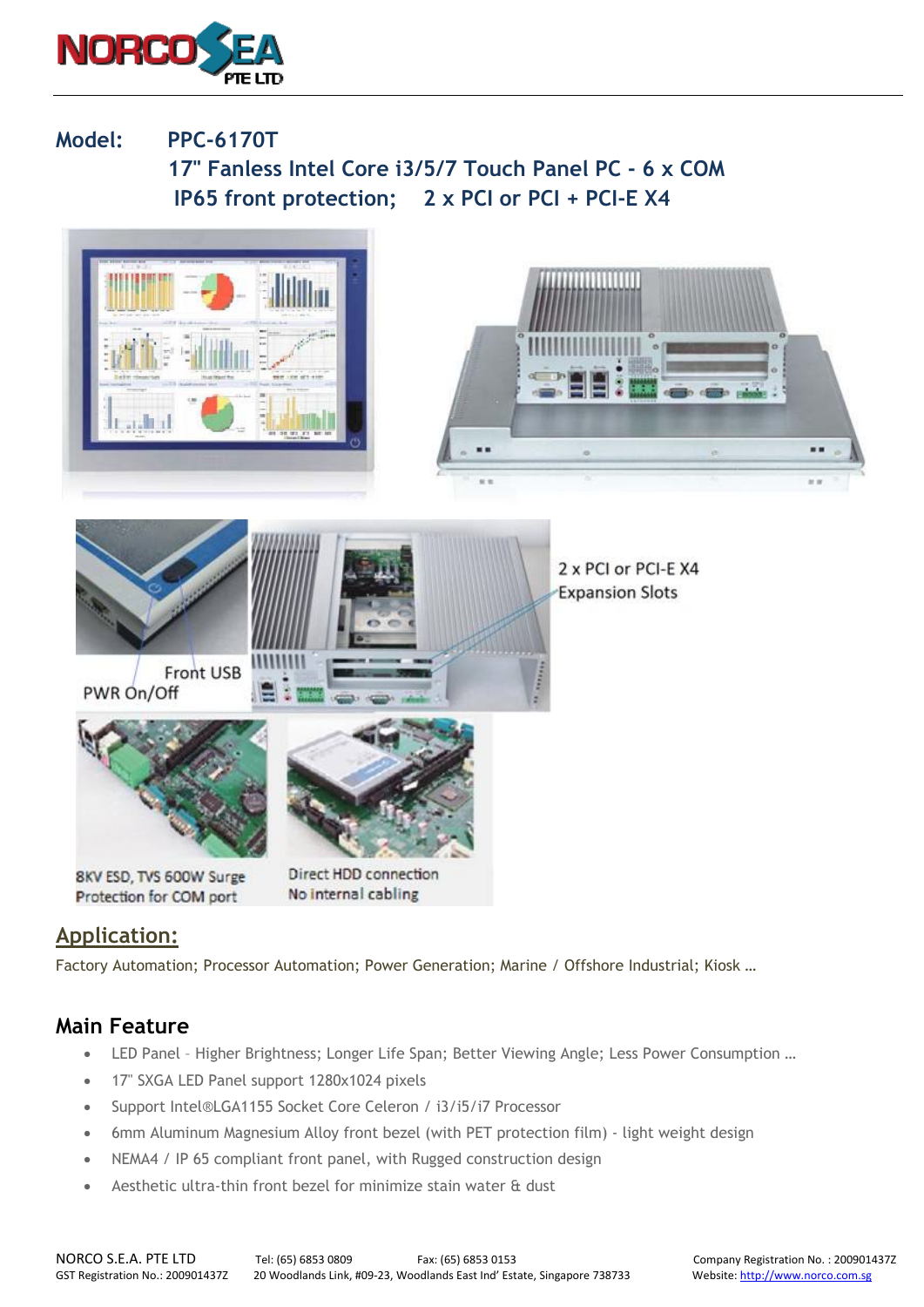**Model: PPC-6170T**

**17" Fanless Intel Core i3/5/7 Touch Panel PC - 6 x COM**

**IP65 front protection; 2 x PCI or PCI + PCI-E X4**

2 x PCI or PCI-E X4 Expansion Slots

Front USB

PWR On/Off

8KV ESD, TVS 600W Surge Protection for COM port

Direct HDD connection No internal cabling

## Application:

Factory Automation; Processor Automation; Power Generation; Marine / Offshore Industrial; Kiosk ...

## Main Feature

- LED Panel – Higher Brightness; Longer Life Span; Better Viewing Angle; Less Power Consumption ...
- 17" SXGA LED Panel support 1280x1024 pixels
- Support Intel®LGA1155 Socket Core Celeron / i3/i5/i7 Processor
- 6mm Aluminum Magnesium Alloy front bezel (with PET protection film) - light weight design
- NEMA4 / IP 65 compliant front panel, with Rugged construction design
- Aesthetic ultra-thin front bezel for minimize stain water & dust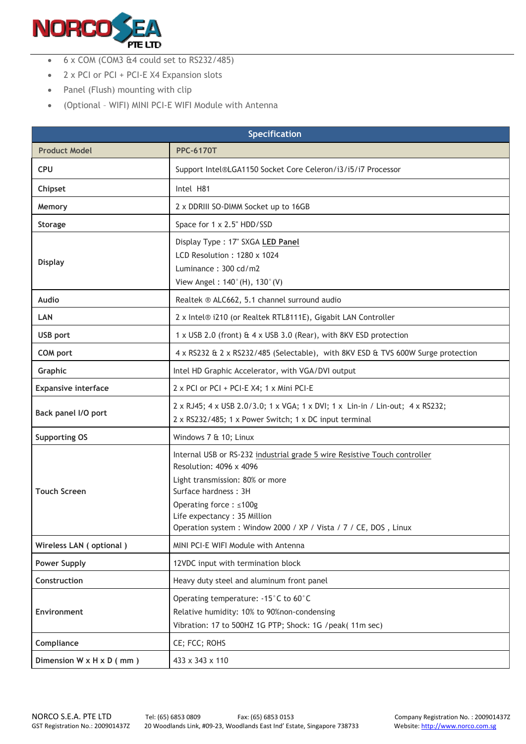- 6 x COM (COM3 &4 could set to RS232/485)
- 2 x PCI or PCI + PCI-E X4 Expansion slots
- Panel (Flush) mounting with clip
- (Optional – WIFI) MINI PCI-E WIFI Module with Antenna

| Specification | |
|---|---|
| **Product Model** | **PPC-6170T** |
| **CPU** | Support Intel®LGA1150 Socket Core Celeron/i3/i5/i7 Processor |
| **Chipset** | Intel H81 |
| **Memory** | 2 x DDRIII SO-DIMM Socket up to 16GB |
| **Storage** | Space for 1 x 2.5" HDD/SSD |
| **Display** | Display Type : 17" SXGA LED Panel<br>LCD Resolution : 1280 x 1024<br>Luminance : 300 cd/m2<br>View Angel : 140°(H), 130°(V) |
| **Audio** | Realtek ® ALC662, 5.1 channel surround audio |
| **LAN** | 2 x Intel® i210 (or Realtek RTL8111E), Gigabit LAN Controller |
| **USB port** | 1 x USB 2.0 (front) & 4 x USB 3.0 (Rear), with 8KV ESD protection |
| **COM port** | 4 x RS232 & 2 x RS232/485 (Selectable), with 8KV ESD & TVS 600W Surge protection |
| **Graphic** | Intel HD Graphic Accelerator, with VGA/DVI output |
| **Expansive interface** | 2 x PCI or PCI + PCI-E X4; 1 x Mini PCI-E |
| **Back panel I/O port** | 2 x RJ45; 4 x USB 2.0/3.0; 1 x VGA; 1 x DVI; 1 x Lin-in / Lin-out; 4 x RS232;<br>2 x RS232/485; 1 x Power Switch; 1 x DC input terminal |
| **Supporting OS** | Windows 7 & 10; Linux |
| **Touch Screen** | Internal USB or RS-232 industrial grade 5 wire Resistive Touch controller<br>Resolution: 4096 x 4096<br>Light transmission: 80% or more<br>Surface hardness : 3H<br>Operating force : ≤100g<br>Life expectancy : 35 Million<br>Operation system : Window 2000 / XP / Vista / 7 / CE, DOS , Linux |
| **Wireless LAN ( optional )** | MINI PCI-E WIFI Module with Antenna |
| **Power Supply** | 12VDC input with termination block |
| **Construction** | Heavy duty steel and aluminum front panel |
| **Environment** | Operating temperature: -15°C to 60°C<br>Relative humidity: 10% to 90%non-condensing<br>Vibration: 17 to 500HZ 1G PTP; Shock: 1G /peak( 11m sec) |
| **Compliance** | CE; FCC; ROHS |
| **Dimension W x H x D ( mm )** | 433 x 343 x 110 |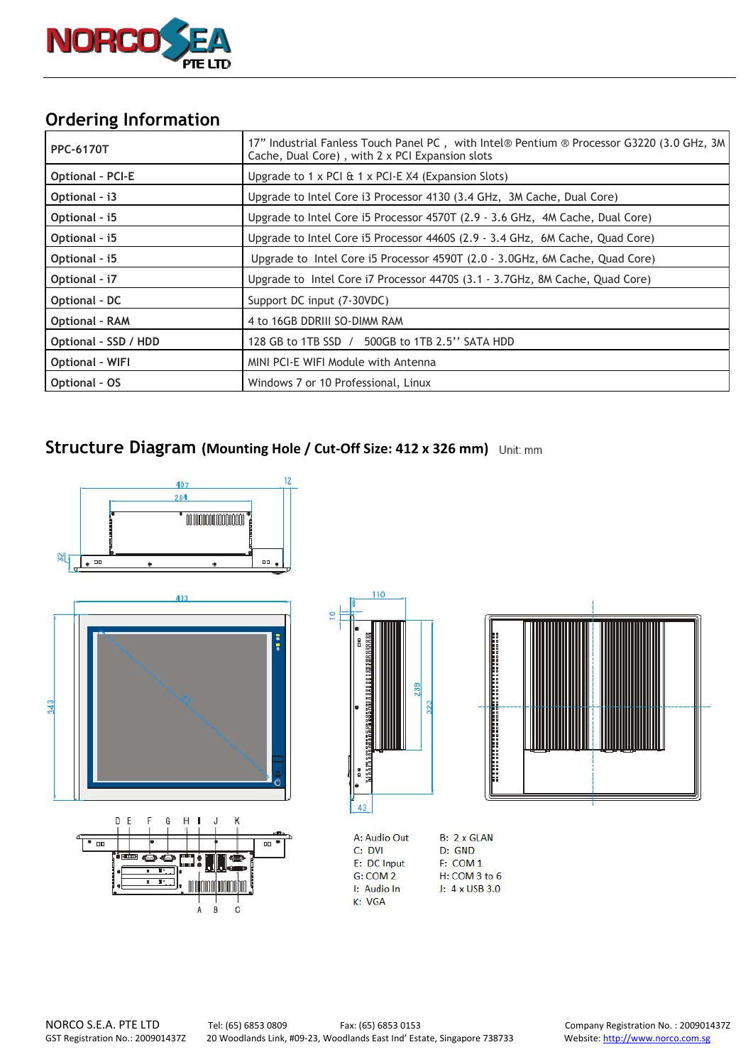## Ordering Information

| | |
|---|---|
| PPC-6170T | 17” Industrial Fanless Touch Panel PC , with Intel® Pentium ® Processor G3220 (3.0 GHz, 3M Cache, Dual Core) , with 2 x PCI Expansion slots |
| Optional - PCI-E | Upgrade to 1 x PCI & 1 x PCI-E X4 (Expansion Slots) |
| Optional - i3 | Upgrade to Intel Core i3 Processor 4130 (3.4 GHz, 3M Cache, Dual Core) |
| Optional - i5 | Upgrade to Intel Core i5 Processor 4570T (2.9 - 3.6 GHz, 4M Cache, Dual Core) |
| Optional - i5 | Upgrade to Intel Core i5 Processor 4460S (2.9 - 3.4 GHz, 6M Cache, Quad Core) |
| Optional - i5 | Upgrade to Intel Core i5 Processor 4590T (2.0 - 3.0GHz, 6M Cache, Quad Core) |
| Optional - i7 | Upgrade to Intel Core i7 Processor 4470S (3.1 - 3.7GHz, 8M Cache, Quad Core) |
| Optional - DC | Support DC input (7-30VDC) |
| Optional - RAM | 4 to 16GB DDRIII SO-DIMM RAM |
| Optional - SSD / HDD | 128 GB to 1TB SSD / 500GB to 1TB 2.5'' SATA HDD |
| Optional - WIFI | MINI PCI-E WIFI Module with Antenna |
| Optional - OS | Windows 7 or 10 Professional, Linux |

## Structure Diagram (Mounting Hole / Cut-Off Size: 412 x 326 mm) Unit: mm

407
284
12
32
433
343
10
110
239
323
43

D E F G H I J K

A B C

A: Audio Out
B: 2 x GLAN
C: DVI
D: GND
E: DC Input
F: COM 1
G: COM 2
H: COM 3 to 6
I: Audio In
J: 4 x USB 3.0
K: VGA

NORCO S.E.A. PTE LTD
GST Registration No.: 200901437Z
Tel: (65) 6853 0809
Fax: (65) 6853 0153
20 Woodlands Link, #09-23, Woodlands East Ind' Estate, Singapore 738733
Company Registration No. : 200901437Z
Website: http://www.norco.com.sg